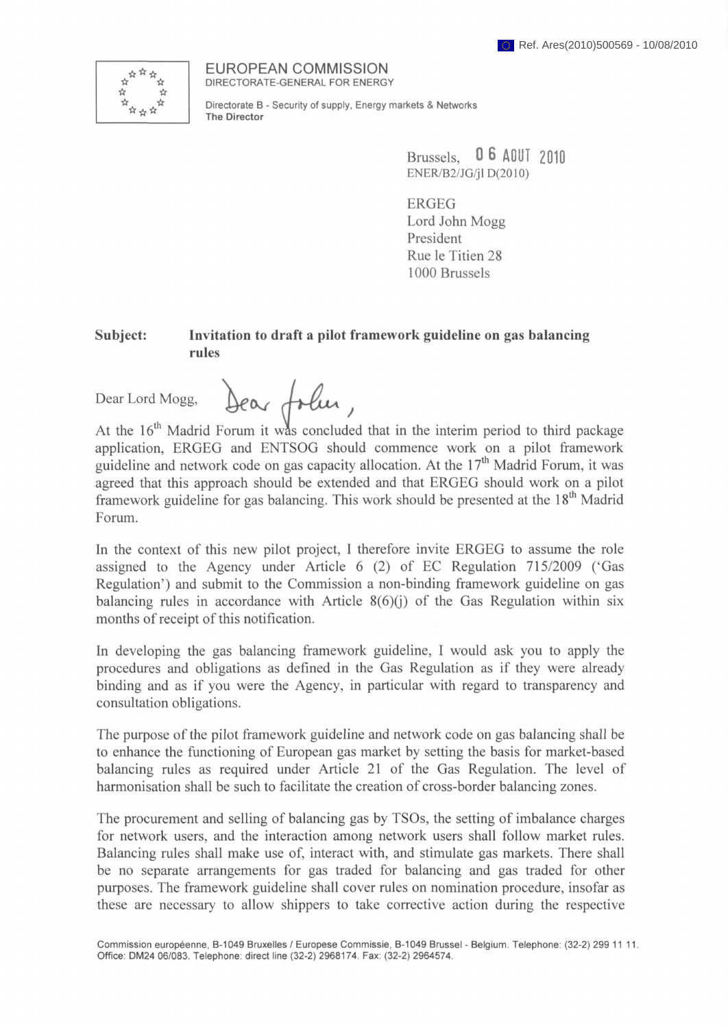Ref. Ares(2010)500569 - 10/08/2010

EUROPEAN COMMISSION
DIRECTORATE-GENERAL FOR ENERGY

Directorate B - Security of supply, Energy markets & Networks
**The Director**

Brussels, 06 AOUT 2010
ENER/B2/JG/jl D(2010)

ERGEG
Lord John Mogg
President
Rue le Titien 28
1000 Brussels

**Subject: Invitation to draft a pilot framework guideline on gas balancing rules**

Dear Lord Mogg, Dear John,

At the 16th Madrid Forum it was concluded that in the interim period to third package application, ERGEG and ENTSOG should commence work on a pilot framework guideline and network code on gas capacity allocation. At the 17th Madrid Forum, it was agreed that this approach should be extended and that ERGEG should work on a pilot framework guideline for gas balancing. This work should be presented at the 18th Madrid Forum.

In the context of this new pilot project, I therefore invite ERGEG to assume the role assigned to the Agency under Article 6 (2) of EC Regulation 715/2009 ('Gas Regulation') and submit to the Commission a non-binding framework guideline on gas balancing rules in accordance with Article 8(6)(j) of the Gas Regulation within six months of receipt of this notification.

In developing the gas balancing framework guideline, I would ask you to apply the procedures and obligations as defined in the Gas Regulation as if they were already binding and as if you were the Agency, in particular with regard to transparency and consultation obligations.

The purpose of the pilot framework guideline and network code on gas balancing shall be to enhance the functioning of European gas market by setting the basis for market-based balancing rules as required under Article 21 of the Gas Regulation. The level of harmonisation shall be such to facilitate the creation of cross-border balancing zones.

The procurement and selling of balancing gas by TSOs, the setting of imbalance charges for network users, and the interaction among network users shall follow market rules. Balancing rules shall make use of, interact with, and stimulate gas markets. There shall be no separate arrangements for gas traded for balancing and gas traded for other purposes. The framework guideline shall cover rules on nomination procedure, insofar as these are necessary to allow shippers to take corrective action during the respective

Commission européenne, B-1049 Bruxelles / Europese Commissie, B-1049 Brussel - Belgium. Telephone: (32-2) 299 11 11.
Office: DM24 06/083. Telephone: direct line (32-2) 2968174. Fax: (32-2) 2964574.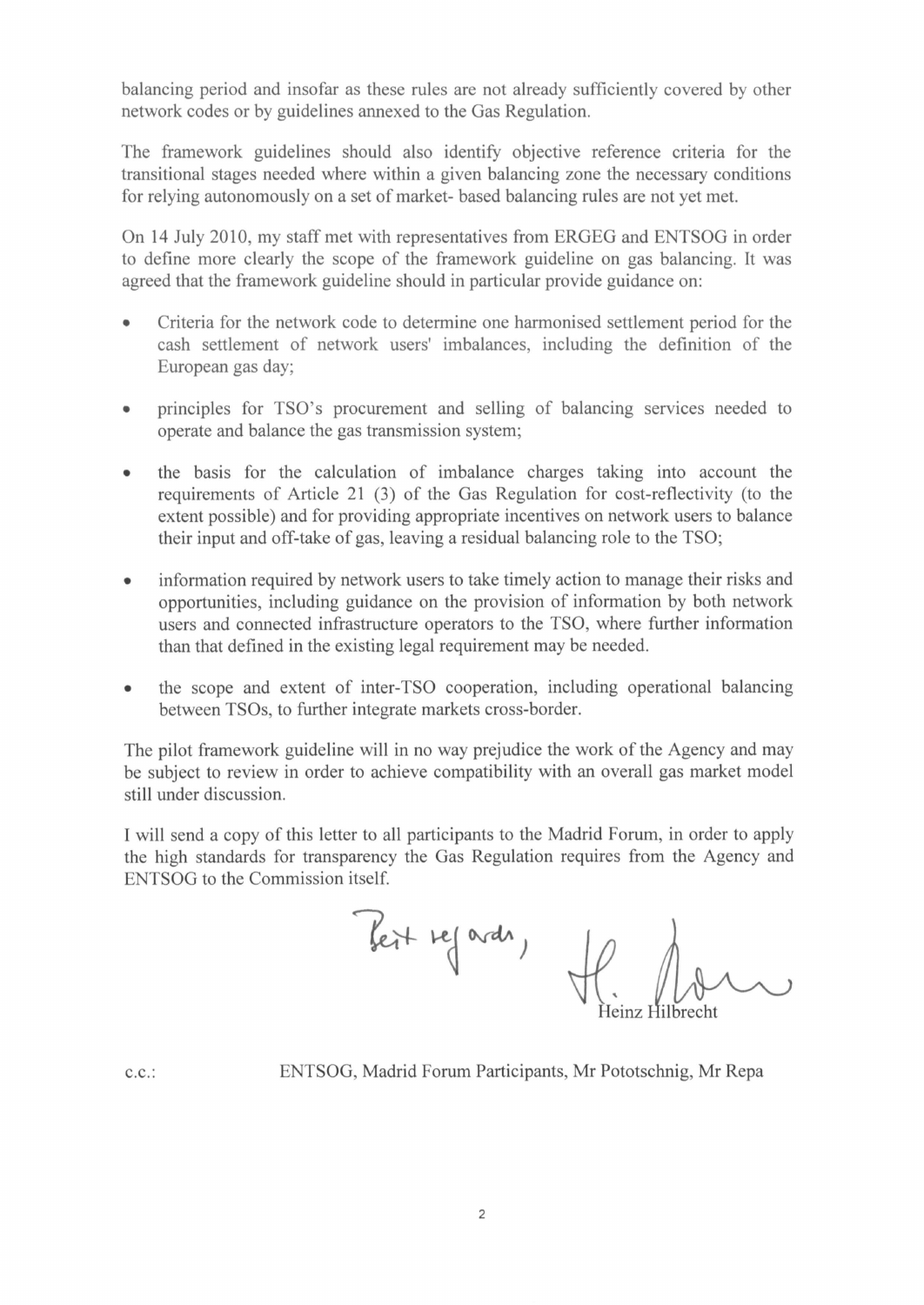balancing period and insofar as these rules are not already sufficiently covered by other network codes or by guidelines annexed to the Gas Regulation.

The framework guidelines should also identify objective reference criteria for the transitional stages needed where within a given balancing zone the necessary conditions for relying autonomously on a set of market- based balancing rules are not yet met.

On 14 July 2010, my staff met with representatives from ERGEG and ENTSOG in order to define more clearly the scope of the framework guideline on gas balancing. It was agreed that the framework guideline should in particular provide guidance on:

- Criteria for the network code to determine one harmonised settlement period for the cash settlement of network users' imbalances, including the definition of the European gas day;
- principles for TSO's procurement and selling of balancing services needed to operate and balance the gas transmission system;
- the basis for the calculation of imbalance charges taking into account the requirements of Article 21 (3) of the Gas Regulation for cost-reflectivity (to the extent possible) and for providing appropriate incentives on network users to balance their input and off-take of gas, leaving a residual balancing role to the TSO;
- information required by network users to take timely action to manage their risks and opportunities, including guidance on the provision of information by both network users and connected infrastructure operators to the TSO, where further information than that defined in the existing legal requirement may be needed.
- the scope and extent of inter-TSO cooperation, including operational balancing between TSOs, to further integrate markets cross-border.

The pilot framework guideline will in no way prejudice the work of the Agency and may be subject to review in order to achieve compatibility with an overall gas market model still under discussion.

I will send a copy of this letter to all participants to the Madrid Forum, in order to apply the high standards for transparency the Gas Regulation requires from the Agency and ENTSOG to the Commission itself.

Best regards,

Heinz Hilbrecht

c.c.: ENTSOG, Madrid Forum Participants, Mr Pototschnig, Mr Repa